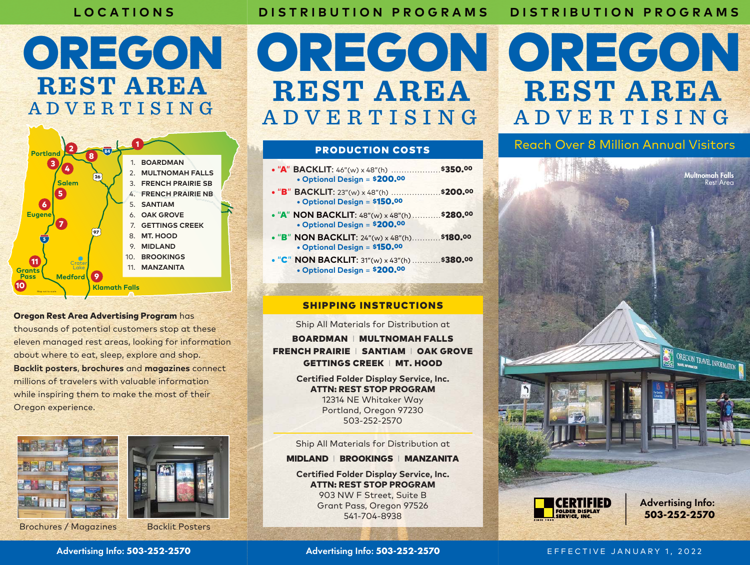# LOCATIONS

# OREGON REST AREA ADVERTISING

1. BOARDMAN
2. MULTNOMAH FALLS
3. FRENCH PRAIRIE SB
4. FRENCH PRAIRIE NB
5. SANTIAM
6. OAK GROVE
7. GETTINGS CREEK
8. MT. HOOD
9. MIDLAND
10. BROOKINGS
11. MANZANITA

**Oregon Rest Area Advertising Program** has thousands of potential customers stop at these eleven managed rest areas, looking for information about where to eat, sleep, explore and shop. **Backlit posters**, **brochures** and **magazines** connect millions of travelers with valuable information while inspiring them to make the most of their Oregon experience.

Brochures / Magazines

Backlit Posters

Advertising Info: **503-252-2570**

# DISTRIBUTION PROGRAMS

# OREGON REST AREA ADVERTISING

## PRODUCTION COSTS

- "A" BACKLIT: 46"(w) x 48"(h) .................. $350.00
  - Optional Design = $200.00
- "B" BACKLIT: 23"(w) x 48"(h) .................. $200.00
  - Optional Design = $150.00
- "A" NON BACKLIT: 48"(w) x 48"(h) .......... $280.00
  - Optional Design = $200.00
- "B" NON BACKLIT: 24"(w) x 48"(h) .......... $180.00
  - Optional Design = $150.00
- "C" NON BACKLIT: 31"(w) x 43"(h) .......... $380.00
  - Optional Design = $200.00

## SHIPPING INSTRUCTIONS

Ship All Materials for Distribution at

**BOARDMAN | MULTNOMAH FALLS**
**FRENCH PRAIRIE | SANTIAM | OAK GROVE**
**GETTINGS CREEK | MT. HOOD**

**Certified Folder Display Service, Inc.**
**ATTN: REST STOP PROGRAM**
12314 NE Whitaker Way
Portland, Oregon 97230
503-252-2570

Ship All Materials for Distribution at

**MIDLAND | BROOKINGS | MANZANITA**

**Certified Folder Display Service, Inc.**
**ATTN: REST STOP PROGRAM**
903 NW F Street, Suite B
Grant Pass, Oregon 97526
541-704-8938

Advertising Info: **503-252-2570**

# DISTRIBUTION PROGRAMS

# OREGON REST AREA ADVERTISING

Reach Over 8 Million Annual Visitors

Multnomah Falls Rest Area

CERTIFIED FOLDER DISPLAY SERVICE, INC.

Advertising Info: **503-252-2570**

EFFECTIVE JANUARY 1, 2022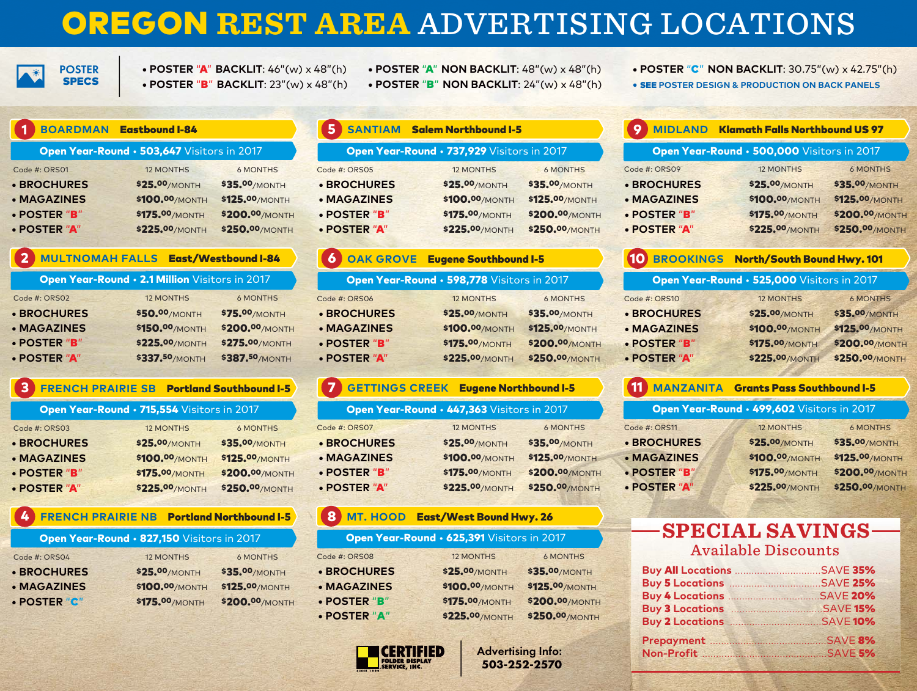# OREGON REST AREA ADVERTISING LOCATIONS

**POSTER SPECS**

- **POSTER "A" BACKLIT:** 46"(w) x 48"(h)
- **POSTER "B" BACKLIT:** 23"(w) x 48"(h)
- **POSTER "A" NON BACKLIT:** 48"(w) x 48"(h)
- **POSTER "B" NON BACKLIT:** 24"(w) x 48"(h)
- **POSTER "C" NON BACKLIT:** 30.75"(w) x 42.75"(h)
- **SEE POSTER DESIGN & PRODUCTION ON BACK PANELS**

## 1 BOARDMAN — Eastbound I-84

**Open Year-Round • 503,647 Visitors in 2017**

| Code #: ORS01 | 12 MONTHS | 6 MONTHS |
|---|---|---|
| • BROCHURES | $25.00/MONTH | $35.00/MONTH |
| • MAGAZINES | $100.00/MONTH | $125.00/MONTH |
| • POSTER "B" | $175.00/MONTH | $200.00/MONTH |
| • POSTER "A" | $225.00/MONTH | $250.00/MONTH |

## 2 MULTNOMAH FALLS — East/Westbound I-84

**Open Year-Round • 2.1 Million Visitors in 2017**

| Code #: ORS02 | 12 MONTHS | 6 MONTHS |
|---|---|---|
| • BROCHURES | $50.00/MONTH | $75.00/MONTH |
| • MAGAZINES | $150.00/MONTH | $200.00/MONTH |
| • POSTER "B" | $225.00/MONTH | $275.00/MONTH |
| • POSTER "A" | $337.50/MONTH | $387.50/MONTH |

## 3 FRENCH PRAIRIE SB — Portland Southbound I-5

**Open Year-Round • 715,554 Visitors in 2017**

| Code #: ORS03 | 12 MONTHS | 6 MONTHS |
|---|---|---|
| • BROCHURES | $25.00/MONTH | $35.00/MONTH |
| • MAGAZINES | $100.00/MONTH | $125.00/MONTH |
| • POSTER "B" | $175.00/MONTH | $200.00/MONTH |
| • POSTER "A" | $225.00/MONTH | $250.00/MONTH |

## 4 FRENCH PRAIRIE NB — Portland Northbound I-5

**Open Year-Round • 827,150 Visitors in 2017**

| Code #: ORS04 | 12 MONTHS | 6 MONTHS |
|---|---|---|
| • BROCHURES | $25.00/MONTH | $35.00/MONTH |
| • MAGAZINES | $100.00/MONTH | $125.00/MONTH |
| • POSTER "C" | $175.00/MONTH | $200.00/MONTH |

## 5 SANTIAM — Salem Northbound I-5

**Open Year-Round • 737,929 Visitors in 2017**

| Code #: ORS05 | 12 MONTHS | 6 MONTHS |
|---|---|---|
| • BROCHURES | $25.00/MONTH | $35.00/MONTH |
| • MAGAZINES | $100.00/MONTH | $125.00/MONTH |
| • POSTER "B" | $175.00/MONTH | $200.00/MONTH |
| • POSTER "A" | $225.00/MONTH | $250.00/MONTH |

## 6 OAK GROVE — Eugene Southbound I-5

**Open Year-Round • 598,778 Visitors in 2017**

| Code #: ORS06 | 12 MONTHS | 6 MONTHS |
|---|---|---|
| • BROCHURES | $25.00/MONTH | $35.00/MONTH |
| • MAGAZINES | $100.00/MONTH | $125.00/MONTH |
| • POSTER "B" | $175.00/MONTH | $200.00/MONTH |
| • POSTER "A" | $225.00/MONTH | $250.00/MONTH |

## 7 GETTINGS CREEK — Eugene Northbound I-5

**Open Year-Round • 447,363 Visitors in 2017**

| Code #: ORS07 | 12 MONTHS | 6 MONTHS |
|---|---|---|
| • BROCHURES | $25.00/MONTH | $35.00/MONTH |
| • MAGAZINES | $100.00/MONTH | $125.00/MONTH |
| • POSTER "B" | $175.00/MONTH | $200.00/MONTH |
| • POSTER "A" | $225.00/MONTH | $250.00/MONTH |

## 8 MT. HOOD — East/West Bound Hwy. 26

**Open Year-Round • 625,391 Visitors in 2017**

| Code #: ORS08 | 12 MONTHS | 6 MONTHS |
|---|---|---|
| • BROCHURES | $25.00/MONTH | $35.00/MONTH |
| • MAGAZINES | $100.00/MONTH | $125.00/MONTH |
| • POSTER "B" | $175.00/MONTH | $200.00/MONTH |
| • POSTER "A" | $225.00/MONTH | $250.00/MONTH |

## 9 MIDLAND — Klamath Falls Northbound US 97

**Open Year-Round • 500,000 Visitors in 2017**

| Code #: ORS09 | 12 MONTHS | 6 MONTHS |
|---|---|---|
| • BROCHURES | $25.00/MONTH | $35.00/MONTH |
| • MAGAZINES | $100.00/MONTH | $125.00/MONTH |
| • POSTER "B" | $175.00/MONTH | $200.00/MONTH |
| • POSTER "A" | $225.00/MONTH | $250.00/MONTH |

## 10 BROOKINGS — North/South Bound Hwy. 101

**Open Year-Round • 525,000 Visitors in 2017**

| Code #: ORS10 | 12 MONTHS | 6 MONTHS |
|---|---|---|
| • BROCHURES | $25.00/MONTH | $35.00/MONTH |
| • MAGAZINES | $100.00/MONTH | $125.00/MONTH |
| • POSTER "B" | $175.00/MONTH | $200.00/MONTH |
| • POSTER "A" | $225.00/MONTH | $250.00/MONTH |

## 11 MANZANITA — Grants Pass Southbound I-5

**Open Year-Round • 499,602 Visitors in 2017**

| Code #: ORS11 | 12 MONTHS | 6 MONTHS |
|---|---|---|
| • BROCHURES | $25.00/MONTH | $35.00/MONTH |
| • MAGAZINES | $100.00/MONTH | $125.00/MONTH |
| • POSTER "B" | $175.00/MONTH | $200.00/MONTH |
| • POSTER "A" | $225.00/MONTH | $250.00/MONTH |

## SPECIAL SAVINGS

### Available Discounts

| | |
|---|---|
| Buy **All** Locations | SAVE **35%** |
| Buy **5** Locations | SAVE **25%** |
| Buy **4** Locations | SAVE **20%** |
| Buy **3** Locations | SAVE **15%** |
| Buy **2** Locations | SAVE **10%** |
| Prepayment | SAVE **8%** |
| Non-Profit | SAVE **5%** |

CERTIFIED FOLDER DISPLAY SERVICE, INC. SINCE 1999

Advertising Info: **503-252-2570**